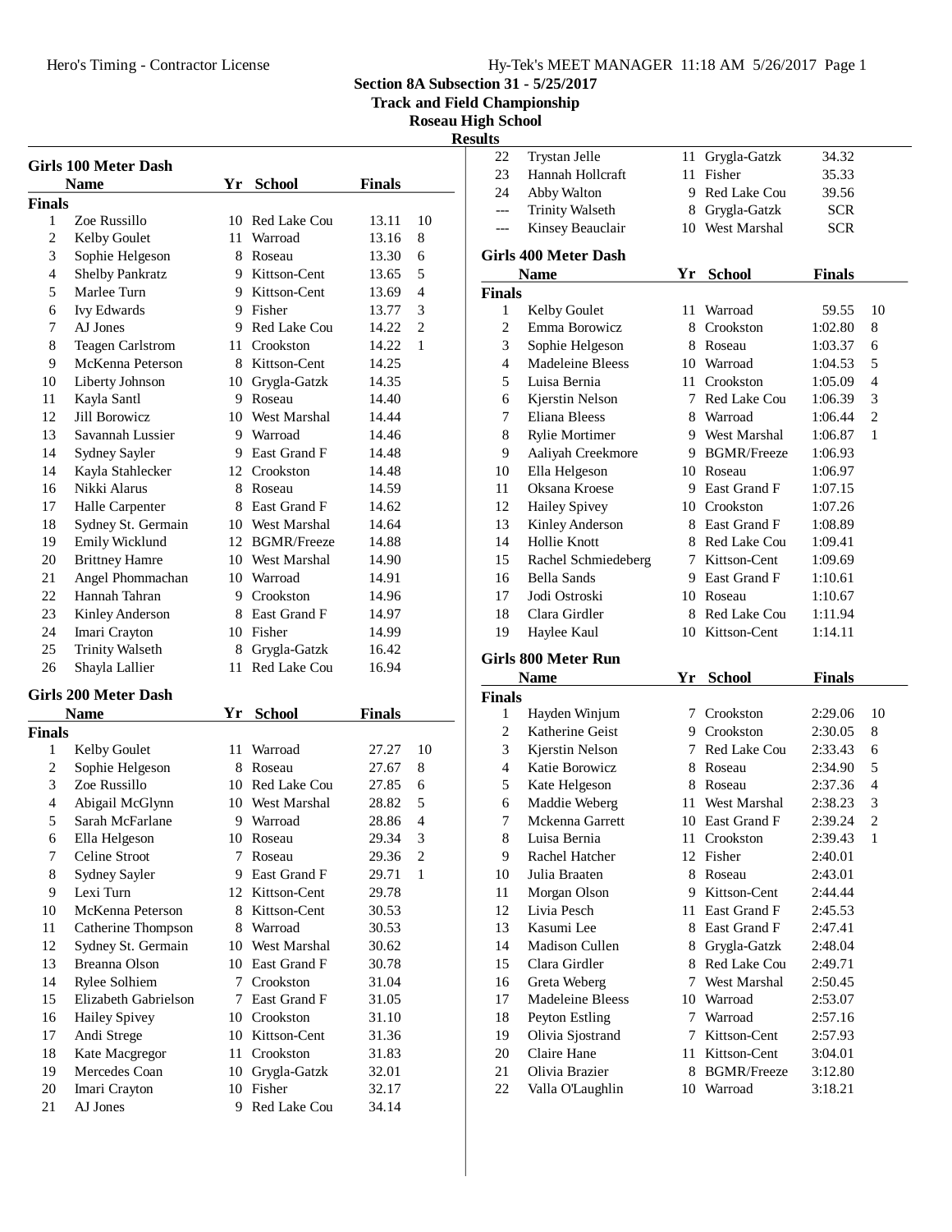Hero's Timing - Contractor License

Hy-Tek's MEET MANAGER 11:18 AM 5/26/2017 Page 1

**Section 8A Subsection 31 - 5/25/2017**

**Track and Field Championship**

**Roseau High School**

**Results**

## Girls 100 Meter Dash

| | Name | Yr | School | Finals | |
|---|---|---|---|---|---|
| **Finals** | | | | | |
| 1 | Zoe Russillo | 10 | Red Lake Cou | 13.11 | 10 |
| 2 | Kelby Goulet | 11 | Warroad | 13.16 | 8 |
| 3 | Sophie Helgeson | 8 | Roseau | 13.30 | 6 |
| 4 | Shelby Pankratz | 9 | Kittson-Cent | 13.65 | 5 |
| 5 | Marlee Turn | 9 | Kittson-Cent | 13.69 | 4 |
| 6 | Ivy Edwards | 9 | Fisher | 13.77 | 3 |
| 7 | AJ Jones | 9 | Red Lake Cou | 14.22 | 2 |
| 8 | Teagen Carlstrom | 11 | Crookston | 14.22 | 1 |
| 9 | McKenna Peterson | 8 | Kittson-Cent | 14.25 | |
| 10 | Liberty Johnson | 10 | Grygla-Gatzk | 14.35 | |
| 11 | Kayla Santl | 9 | Roseau | 14.40 | |
| 12 | Jill Borowicz | 10 | West Marshal | 14.44 | |
| 13 | Savannah Lussier | 9 | Warroad | 14.46 | |
| 14 | Sydney Sayler | 9 | East Grand F | 14.48 | |
| 14 | Kayla Stahlecker | 12 | Crookston | 14.48 | |
| 16 | Nikki Alarus | 8 | Roseau | 14.59 | |
| 17 | Halle Carpenter | 8 | East Grand F | 14.62 | |
| 18 | Sydney St. Germain | 10 | West Marshal | 14.64 | |
| 19 | Emily Wicklund | 12 | BGMR/Freeze | 14.88 | |
| 20 | Brittney Hamre | 10 | West Marshal | 14.90 | |
| 21 | Angel Phommachan | 10 | Warroad | 14.91 | |
| 22 | Hannah Tahran | 9 | Crookston | 14.96 | |
| 23 | Kinley Anderson | 8 | East Grand F | 14.97 | |
| 24 | Imari Crayton | 10 | Fisher | 14.99 | |
| 25 | Trinity Walseth | 8 | Grygla-Gatzk | 16.42 | |
| 26 | Shayla Lallier | 11 | Red Lake Cou | 16.94 | |

## Girls 200 Meter Dash

| | Name | Yr | School | Finals | |
|---|---|---|---|---|---|
| **Finals** | | | | | |
| 1 | Kelby Goulet | 11 | Warroad | 27.27 | 10 |
| 2 | Sophie Helgeson | 8 | Roseau | 27.67 | 8 |
| 3 | Zoe Russillo | 10 | Red Lake Cou | 27.85 | 6 |
| 4 | Abigail McGlynn | 10 | West Marshal | 28.82 | 5 |
| 5 | Sarah McFarlane | 9 | Warroad | 28.86 | 4 |
| 6 | Ella Helgeson | 10 | Roseau | 29.34 | 3 |
| 7 | Celine Stroot | 7 | Roseau | 29.36 | 2 |
| 8 | Sydney Sayler | 9 | East Grand F | 29.71 | 1 |
| 9 | Lexi Turn | 12 | Kittson-Cent | 29.78 | |
| 10 | McKenna Peterson | 8 | Kittson-Cent | 30.53 | |
| 11 | Catherine Thompson | 8 | Warroad | 30.53 | |
| 12 | Sydney St. Germain | 10 | West Marshal | 30.62 | |
| 13 | Breanna Olson | 10 | East Grand F | 30.78 | |
| 14 | Rylee Solhiem | 7 | Crookston | 31.04 | |
| 15 | Elizabeth Gabrielson | 7 | East Grand F | 31.05 | |
| 16 | Hailey Spivey | 10 | Crookston | 31.10 | |
| 17 | Andi Strege | 10 | Kittson-Cent | 31.36 | |
| 18 | Kate Macgregor | 11 | Crookston | 31.83 | |
| 19 | Mercedes Coan | 10 | Grygla-Gatzk | 32.01 | |
| 20 | Imari Crayton | 10 | Fisher | 32.17 | |
| 21 | AJ Jones | 9 | Red Lake Cou | 34.14 | |
| 22 | Trystan Jelle | 11 | Grygla-Gatzk | 34.32 | |
| 23 | Hannah Hollcraft | 11 | Fisher | 35.33 | |
| 24 | Abby Walton | 9 | Red Lake Cou | 39.56 | |
| --- | Trinity Walseth | 8 | Grygla-Gatzk | SCR | |
| --- | Kinsey Beauclair | 10 | West Marshal | SCR | |

## Girls 400 Meter Dash

| | Name | Yr | School | Finals | |
|---|---|---|---|---|---|
| **Finals** | | | | | |
| 1 | Kelby Goulet | 11 | Warroad | 59.55 | 10 |
| 2 | Emma Borowicz | 8 | Crookston | 1:02.80 | 8 |
| 3 | Sophie Helgeson | 8 | Roseau | 1:03.37 | 6 |
| 4 | Madeleine Bleess | 10 | Warroad | 1:04.53 | 5 |
| 5 | Luisa Bernia | 11 | Crookston | 1:05.09 | 4 |
| 6 | Kjerstin Nelson | 7 | Red Lake Cou | 1:06.39 | 3 |
| 7 | Eliana Bleess | 8 | Warroad | 1:06.44 | 2 |
| 8 | Rylie Mortimer | 9 | West Marshal | 1:06.87 | 1 |
| 9 | Aaliyah Creekmore | 9 | BGMR/Freeze | 1:06.93 | |
| 10 | Ella Helgeson | 10 | Roseau | 1:06.97 | |
| 11 | Oksana Kroese | 9 | East Grand F | 1:07.15 | |
| 12 | Hailey Spivey | 10 | Crookston | 1:07.26 | |
| 13 | Kinley Anderson | 8 | East Grand F | 1:08.89 | |
| 14 | Hollie Knott | 8 | Red Lake Cou | 1:09.41 | |
| 15 | Rachel Schmiedeberg | 7 | Kittson-Cent | 1:09.69 | |
| 16 | Bella Sands | 9 | East Grand F | 1:10.61 | |
| 17 | Jodi Ostroski | 10 | Roseau | 1:10.67 | |
| 18 | Clara Girdler | 8 | Red Lake Cou | 1:11.94 | |
| 19 | Haylee Kaul | 10 | Kittson-Cent | 1:14.11 | |

## Girls 800 Meter Run

| | Name | Yr | School | Finals | |
|---|---|---|---|---|---|
| **Finals** | | | | | |
| 1 | Hayden Winjum | 7 | Crookston | 2:29.06 | 10 |
| 2 | Katherine Geist | 9 | Crookston | 2:30.05 | 8 |
| 3 | Kjerstin Nelson | 7 | Red Lake Cou | 2:33.43 | 6 |
| 4 | Katie Borowicz | 8 | Roseau | 2:34.90 | 5 |
| 5 | Kate Helgeson | 8 | Roseau | 2:37.36 | 4 |
| 6 | Maddie Weberg | 11 | West Marshal | 2:38.23 | 3 |
| 7 | Mckenna Garrett | 10 | East Grand F | 2:39.24 | 2 |
| 8 | Luisa Bernia | 11 | Crookston | 2:39.43 | 1 |
| 9 | Rachel Hatcher | 12 | Fisher | 2:40.01 | |
| 10 | Julia Braaten | 8 | Roseau | 2:43.01 | |
| 11 | Morgan Olson | 9 | Kittson-Cent | 2:44.44 | |
| 12 | Livia Pesch | 11 | East Grand F | 2:45.53 | |
| 13 | Kasumi Lee | 8 | East Grand F | 2:47.41 | |
| 14 | Madison Cullen | 8 | Grygla-Gatzk | 2:48.04 | |
| 15 | Clara Girdler | 8 | Red Lake Cou | 2:49.71 | |
| 16 | Greta Weberg | 7 | West Marshal | 2:50.45 | |
| 17 | Madeleine Bleess | 10 | Warroad | 2:53.07 | |
| 18 | Peyton Estling | 7 | Warroad | 2:57.16 | |
| 19 | Olivia Sjostrand | 7 | Kittson-Cent | 2:57.93 | |
| 20 | Claire Hane | 11 | Kittson-Cent | 3:04.01 | |
| 21 | Olivia Brazier | 8 | BGMR/Freeze | 3:12.80 | |
| 22 | Valla O'Laughlin | 10 | Warroad | 3:18.21 | |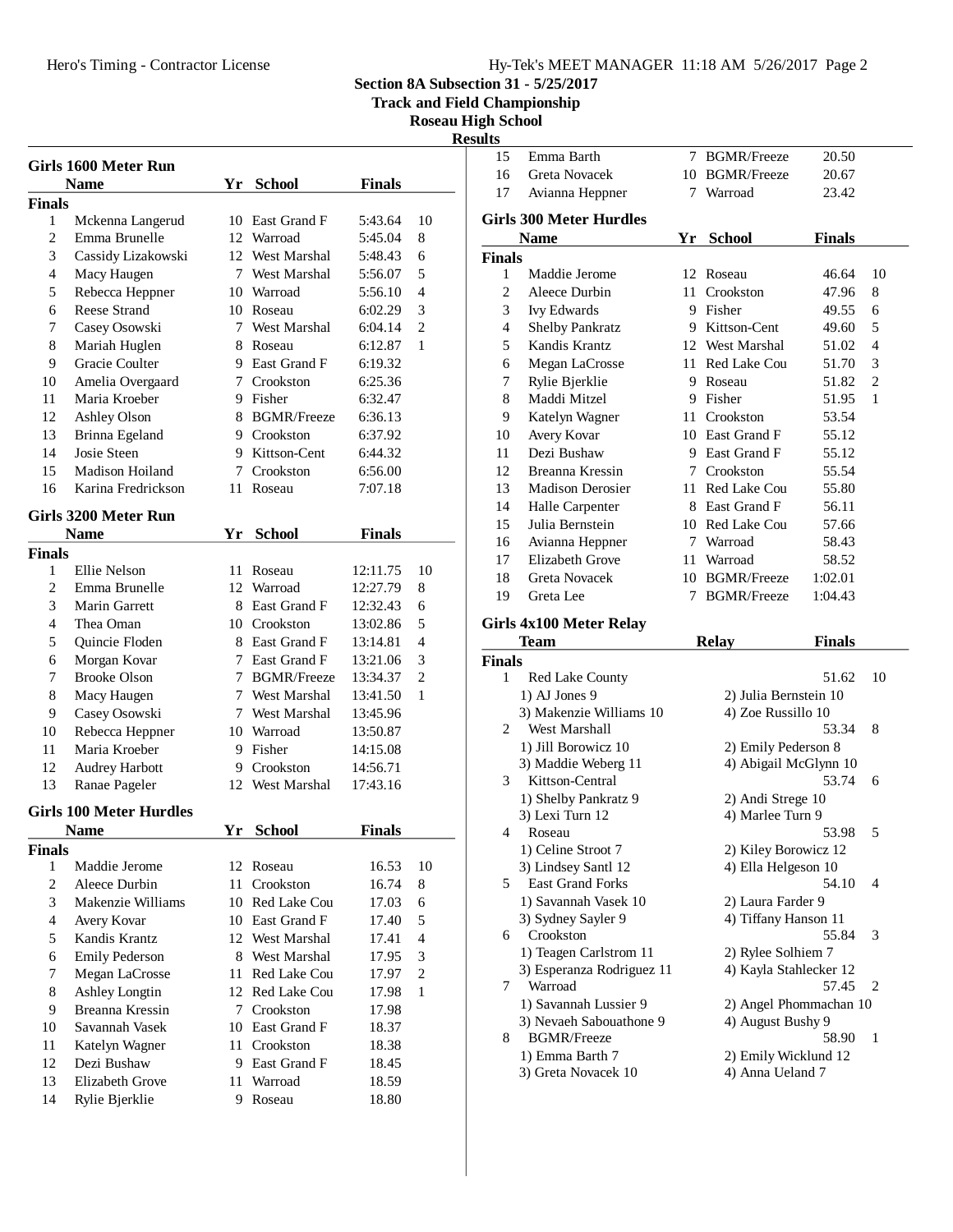# Section 8A Subsection 31 - 5/25/2017
## Track and Field Championship
## Roseau High School
## Results

### Girls 1600 Meter Run

| | Name | Yr | School | Finals | |
|---|---|---|---|---|---|
| **Finals** | | | | | |
| 1 | Mckenna Langerud | 10 | East Grand F | 5:43.64 | 10 |
| 2 | Emma Brunelle | 12 | Warroad | 5:45.04 | 8 |
| 3 | Cassidy Lizakowski | 12 | West Marshal | 5:48.43 | 6 |
| 4 | Macy Haugen | 7 | West Marshal | 5:56.07 | 5 |
| 5 | Rebecca Heppner | 10 | Warroad | 5:56.10 | 4 |
| 6 | Reese Strand | 10 | Roseau | 6:02.29 | 3 |
| 7 | Casey Osowski | 7 | West Marshal | 6:04.14 | 2 |
| 8 | Mariah Huglen | 8 | Roseau | 6:12.87 | 1 |
| 9 | Gracie Coulter | 9 | East Grand F | 6:19.32 | |
| 10 | Amelia Overgaard | 7 | Crookston | 6:25.36 | |
| 11 | Maria Kroeber | 9 | Fisher | 6:32.47 | |
| 12 | Ashley Olson | 8 | BGMR/Freeze | 6:36.13 | |
| 13 | Brinna Egeland | 9 | Crookston | 6:37.92 | |
| 14 | Josie Steen | 9 | Kittson-Cent | 6:44.32 | |
| 15 | Madison Hoiland | 7 | Crookston | 6:56.00 | |
| 16 | Karina Fredrickson | 11 | Roseau | 7:07.18 | |

### Girls 3200 Meter Run

| | Name | Yr | School | Finals | |
|---|---|---|---|---|---|
| **Finals** | | | | | |
| 1 | Ellie Nelson | 11 | Roseau | 12:11.75 | 10 |
| 2 | Emma Brunelle | 12 | Warroad | 12:27.79 | 8 |
| 3 | Marin Garrett | 8 | East Grand F | 12:32.43 | 6 |
| 4 | Thea Oman | 10 | Crookston | 13:02.86 | 5 |
| 5 | Quincie Floden | 8 | East Grand F | 13:14.81 | 4 |
| 6 | Morgan Kovar | 7 | East Grand F | 13:21.06 | 3 |
| 7 | Brooke Olson | 7 | BGMR/Freeze | 13:34.37 | 2 |
| 8 | Macy Haugen | 7 | West Marshal | 13:41.50 | 1 |
| 9 | Casey Osowski | 7 | West Marshal | 13:45.96 | |
| 10 | Rebecca Heppner | 10 | Warroad | 13:50.87 | |
| 11 | Maria Kroeber | 9 | Fisher | 14:15.08 | |
| 12 | Audrey Harbott | 9 | Crookston | 14:56.71 | |
| 13 | Ranae Pageler | 12 | West Marshal | 17:43.16 | |

### Girls 100 Meter Hurdles

| | Name | Yr | School | Finals | |
|---|---|---|---|---|---|
| **Finals** | | | | | |
| 1 | Maddie Jerome | 12 | Roseau | 16.53 | 10 |
| 2 | Aleece Durbin | 11 | Crookston | 16.74 | 8 |
| 3 | Makenzie Williams | 10 | Red Lake Cou | 17.03 | 6 |
| 4 | Avery Kovar | 10 | East Grand F | 17.40 | 5 |
| 5 | Kandis Krantz | 12 | West Marshal | 17.41 | 4 |
| 6 | Emily Pederson | 8 | West Marshal | 17.95 | 3 |
| 7 | Megan LaCrosse | 11 | Red Lake Cou | 17.97 | 2 |
| 8 | Ashley Longtin | 12 | Red Lake Cou | 17.98 | 1 |
| 9 | Breanna Kressin | 7 | Crookston | 17.98 | |
| 10 | Savannah Vasek | 10 | East Grand F | 18.37 | |
| 11 | Katelyn Wagner | 11 | Crookston | 18.38 | |
| 12 | Dezi Bushaw | 9 | East Grand F | 18.45 | |
| 13 | Elizabeth Grove | 11 | Warroad | 18.59 | |
| 14 | Rylie Bjerklie | 9 | Roseau | 18.80 | |
| 15 | Emma Barth | 7 | BGMR/Freeze | 20.50 | |
| 16 | Greta Novacek | 10 | BGMR/Freeze | 20.67 | |
| 17 | Avianna Heppner | 7 | Warroad | 23.42 | |

### Girls 300 Meter Hurdles

| | Name | Yr | School | Finals | |
|---|---|---|---|---|---|
| **Finals** | | | | | |
| 1 | Maddie Jerome | 12 | Roseau | 46.64 | 10 |
| 2 | Aleece Durbin | 11 | Crookston | 47.96 | 8 |
| 3 | Ivy Edwards | 9 | Fisher | 49.55 | 6 |
| 4 | Shelby Pankratz | 9 | Kittson-Cent | 49.60 | 5 |
| 5 | Kandis Krantz | 12 | West Marshal | 51.02 | 4 |
| 6 | Megan LaCrosse | 11 | Red Lake Cou | 51.70 | 3 |
| 7 | Rylie Bjerklie | 9 | Roseau | 51.82 | 2 |
| 8 | Maddi Mitzel | 9 | Fisher | 51.95 | 1 |
| 9 | Katelyn Wagner | 11 | Crookston | 53.54 | |
| 10 | Avery Kovar | 10 | East Grand F | 55.12 | |
| 11 | Dezi Bushaw | 9 | East Grand F | 55.12 | |
| 12 | Breanna Kressin | 7 | Crookston | 55.54 | |
| 13 | Madison Derosier | 11 | Red Lake Cou | 55.80 | |
| 14 | Halle Carpenter | 8 | East Grand F | 56.11 | |
| 15 | Julia Bernstein | 10 | Red Lake Cou | 57.66 | |
| 16 | Avianna Heppner | 7 | Warroad | 58.43 | |
| 17 | Elizabeth Grove | 11 | Warroad | 58.52 | |
| 18 | Greta Novacek | 10 | BGMR/Freeze | 1:02.01 | |
| 19 | Greta Lee | 7 | BGMR/Freeze | 1:04.43 | |

### Girls 4x100 Meter Relay

| | Team | Relay | Finals | |
|---|---|---|---|---|
| **Finals** | | | | |
| 1 | Red Lake County | | 51.62 | 10 |
| | 1) AJ Jones 9 | 2) Julia Bernstein 10 | | |
| | 3) Makenzie Williams 10 | 4) Zoe Russillo 10 | | |
| 2 | West Marshall | | 53.34 | 8 |
| | 1) Jill Borowicz 10 | 2) Emily Pederson 8 | | |
| | 3) Maddie Weberg 11 | 4) Abigail McGlynn 10 | | |
| 3 | Kittson-Central | | 53.74 | 6 |
| | 1) Shelby Pankratz 9 | 2) Andi Strege 10 | | |
| | 3) Lexi Turn 12 | 4) Marlee Turn 9 | | |
| 4 | Roseau | | 53.98 | 5 |
| | 1) Celine Stroot 7 | 2) Kiley Borowicz 12 | | |
| | 3) Lindsey Santl 12 | 4) Ella Helgeson 10 | | |
| 5 | East Grand Forks | | 54.10 | 4 |
| | 1) Savannah Vasek 10 | 2) Laura Farder 9 | | |
| | 3) Sydney Sayler 9 | 4) Tiffany Hanson 11 | | |
| 6 | Crookston | | 55.84 | 3 |
| | 1) Teagen Carlstrom 11 | 2) Rylee Solhiem 7 | | |
| | 3) Esperanza Rodriguez 11 | 4) Kayla Stahlecker 12 | | |
| 7 | Warroad | | 57.45 | 2 |
| | 1) Savannah Lussier 9 | 2) Angel Phommachan 10 | | |
| | 3) Nevaeh Sabouathone 9 | 4) August Bushy 9 | | |
| 8 | BGMR/Freeze | | 58.90 | 1 |
| | 1) Emma Barth 7 | 2) Emily Wicklund 12 | | |
| | 3) Greta Novacek 10 | 4) Anna Ueland 7 | | |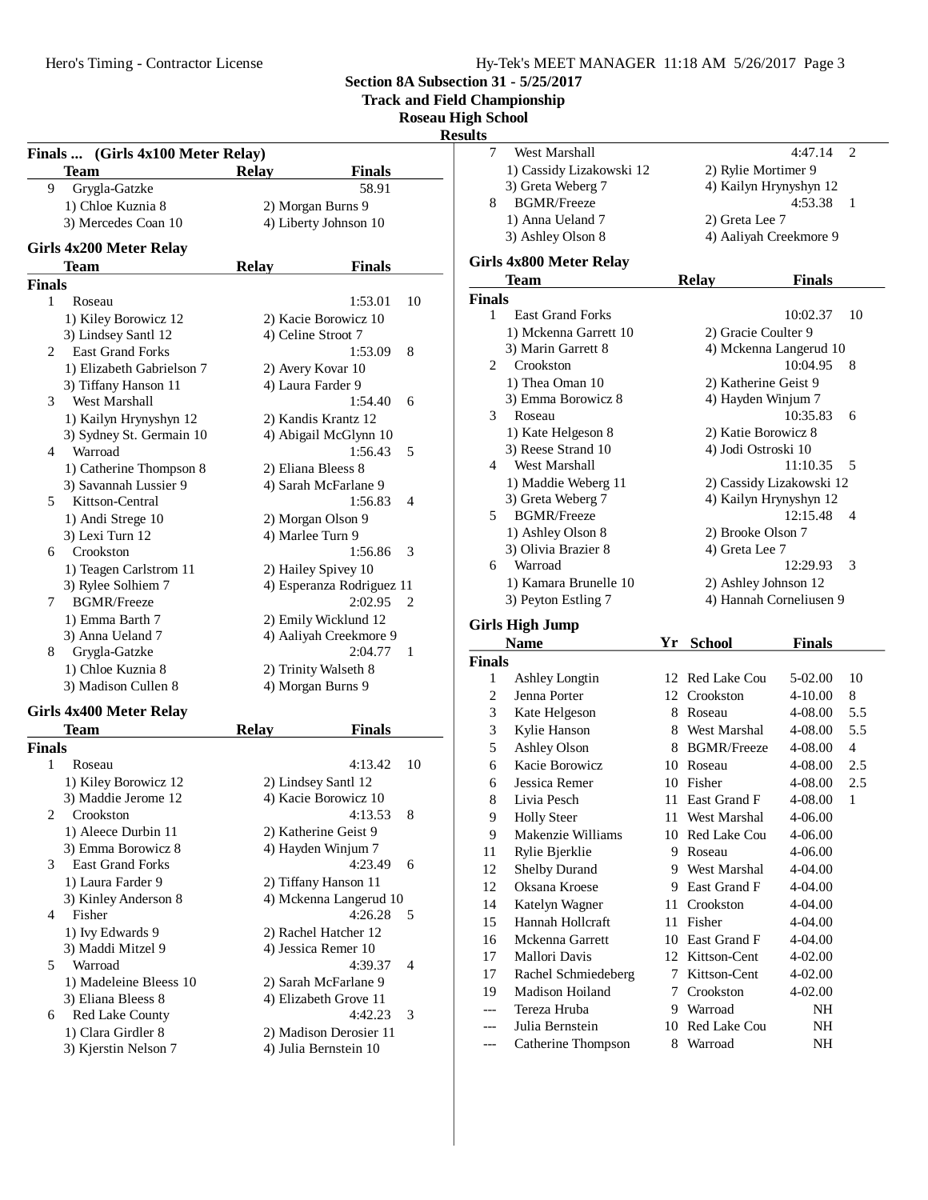Section 8A Subsection 31 - 5/25/2017

Track and Field Championship

Roseau High School

Results

### Finals ... (Girls 4x100 Meter Relay)

| | Team | Relay | Finals | |
|---|---|---|---|---|
| 9 | Grygla-Gatzke | | 58.91 | |
| | 1) Chloe Kuznia 8 | 2) Morgan Burns 9 | | |
| | 3) Mercedes Coan 10 | 4) Liberty Johnson 10 | | |

### Girls 4x200 Meter Relay

| | Team | Relay | Finals | |
|---|---|---|---|---|
| **Finals** | | | | |
| 1 | Roseau | | 1:53.01 | 10 |
| | 1) Kiley Borowicz 12 | 2) Kacie Borowicz 10 | | |
| | 3) Lindsey Santl 12 | 4) Celine Stroot 7 | | |
| 2 | East Grand Forks | | 1:53.09 | 8 |
| | 1) Elizabeth Gabrielson 7 | 2) Avery Kovar 10 | | |
| | 3) Tiffany Hanson 11 | 4) Laura Farder 9 | | |
| 3 | West Marshall | | 1:54.40 | 6 |
| | 1) Kailyn Hrynyshyn 12 | 2) Kandis Krantz 12 | | |
| | 3) Sydney St. Germain 10 | 4) Abigail McGlynn 10 | | |
| 4 | Warroad | | 1:56.43 | 5 |
| | 1) Catherine Thompson 8 | 2) Eliana Bleess 8 | | |
| | 3) Savannah Lussier 9 | 4) Sarah McFarlane 9 | | |
| 5 | Kittson-Central | | 1:56.83 | 4 |
| | 1) Andi Strege 10 | 2) Morgan Olson 9 | | |
| | 3) Lexi Turn 12 | 4) Marlee Turn 9 | | |
| 6 | Crookston | | 1:56.86 | 3 |
| | 1) Teagen Carlstrom 11 | 2) Hailey Spivey 10 | | |
| | 3) Rylee Solhiem 7 | 4) Esperanza Rodriguez 11 | | |
| 7 | BGMR/Freeze | | 2:02.95 | 2 |
| | 1) Emma Barth 7 | 2) Emily Wicklund 12 | | |
| | 3) Anna Ueland 7 | 4) Aaliyah Creekmore 9 | | |
| 8 | Grygla-Gatzke | | 2:04.77 | 1 |
| | 1) Chloe Kuznia 8 | 2) Trinity Walseth 8 | | |
| | 3) Madison Cullen 8 | 4) Morgan Burns 9 | | |

### Girls 4x400 Meter Relay

| | Team | Relay | Finals | |
|---|---|---|---|---|
| **Finals** | | | | |
| 1 | Roseau | | 4:13.42 | 10 |
| | 1) Kiley Borowicz 12 | 2) Lindsey Santl 12 | | |
| | 3) Maddie Jerome 12 | 4) Kacie Borowicz 10 | | |
| 2 | Crookston | | 4:13.53 | 8 |
| | 1) Aleece Durbin 11 | 2) Katherine Geist 9 | | |
| | 3) Emma Borowicz 8 | 4) Hayden Winjum 7 | | |
| 3 | East Grand Forks | | 4:23.49 | 6 |
| | 1) Laura Farder 9 | 2) Tiffany Hanson 11 | | |
| | 3) Kinley Anderson 8 | 4) Mckenna Langerud 10 | | |
| 4 | Fisher | | 4:26.28 | 5 |
| | 1) Ivy Edwards 9 | 2) Rachel Hatcher 12 | | |
| | 3) Maddi Mitzel 9 | 4) Jessica Remer 10 | | |
| 5 | Warroad | | 4:39.37 | 4 |
| | 1) Madeleine Bleess 10 | 2) Sarah McFarlane 9 | | |
| | 3) Eliana Bleess 8 | 4) Elizabeth Grove 11 | | |
| 6 | Red Lake County | | 4:42.23 | 3 |
| | 1) Clara Girdler 8 | 2) Madison Derosier 11 | | |
| | 3) Kjerstin Nelson 7 | 4) Julia Bernstein 10 | | |
| 7 | West Marshall | | 4:47.14 | 2 |
| | 1) Cassidy Lizakowski 12 | 2) Rylie Mortimer 9 | | |
| | 3) Greta Weberg 7 | 4) Kailyn Hrynyshyn 12 | | |
| 8 | BGMR/Freeze | | 4:53.38 | 1 |
| | 1) Anna Ueland 7 | 2) Greta Lee 7 | | |
| | 3) Ashley Olson 8 | 4) Aaliyah Creekmore 9 | | |

### Girls 4x800 Meter Relay

| | Team | Relay | Finals | |
|---|---|---|---|---|
| **Finals** | | | | |
| 1 | East Grand Forks | | 10:02.37 | 10 |
| | 1) Mckenna Garrett 10 | 2) Gracie Coulter 9 | | |
| | 3) Marin Garrett 8 | 4) Mckenna Langerud 10 | | |
| 2 | Crookston | | 10:04.95 | 8 |
| | 1) Thea Oman 10 | 2) Katherine Geist 9 | | |
| | 3) Emma Borowicz 8 | 4) Hayden Winjum 7 | | |
| 3 | Roseau | | 10:35.83 | 6 |
| | 1) Kate Helgeson 8 | 2) Katie Borowicz 8 | | |
| | 3) Reese Strand 10 | 4) Jodi Ostroski 10 | | |
| 4 | West Marshall | | 11:10.35 | 5 |
| | 1) Maddie Weberg 11 | 2) Cassidy Lizakowski 12 | | |
| | 3) Greta Weberg 7 | 4) Kailyn Hrynyshyn 12 | | |
| 5 | BGMR/Freeze | | 12:15.48 | 4 |
| | 1) Ashley Olson 8 | 2) Brooke Olson 7 | | |
| | 3) Olivia Brazier 8 | 4) Greta Lee 7 | | |
| 6 | Warroad | | 12:29.93 | 3 |
| | 1) Kamara Brunelle 10 | 2) Ashley Johnson 12 | | |
| | 3) Peyton Estling 7 | 4) Hannah Corneliusen 9 | | |

### Girls High Jump

| | Name | Yr | School | Finals | |
|---|---|---|---|---|---|
| **Finals** | | | | | |
| 1 | Ashley Longtin | 12 | Red Lake Cou | 5-02.00 | 10 |
| 2 | Jenna Porter | 12 | Crookston | 4-10.00 | 8 |
| 3 | Kate Helgeson | 8 | Roseau | 4-08.00 | 5.5 |
| 3 | Kylie Hanson | 8 | West Marshal | 4-08.00 | 5.5 |
| 5 | Ashley Olson | 8 | BGMR/Freeze | 4-08.00 | 4 |
| 6 | Kacie Borowicz | 10 | Roseau | 4-08.00 | 2.5 |
| 6 | Jessica Remer | 10 | Fisher | 4-08.00 | 2.5 |
| 8 | Livia Pesch | 11 | East Grand F | 4-08.00 | 1 |
| 9 | Holly Steer | 11 | West Marshal | 4-06.00 | |
| 9 | Makenzie Williams | 10 | Red Lake Cou | 4-06.00 | |
| 11 | Rylie Bjerklie | 9 | Roseau | 4-06.00 | |
| 12 | Shelby Durand | 9 | West Marshal | 4-04.00 | |
| 12 | Oksana Kroese | 9 | East Grand F | 4-04.00 | |
| 14 | Katelyn Wagner | 11 | Crookston | 4-04.00 | |
| 15 | Hannah Hollcraft | 11 | Fisher | 4-04.00 | |
| 16 | Mckenna Garrett | 10 | East Grand F | 4-04.00 | |
| 17 | Mallori Davis | 12 | Kittson-Cent | 4-02.00 | |
| 17 | Rachel Schmiedeberg | 7 | Kittson-Cent | 4-02.00 | |
| 19 | Madison Hoiland | 7 | Crookston | 4-02.00 | |
| --- | Tereza Hruba | 9 | Warroad | NH | |
| --- | Julia Bernstein | 10 | Red Lake Cou | NH | |
| --- | Catherine Thompson | 8 | Warroad | NH | |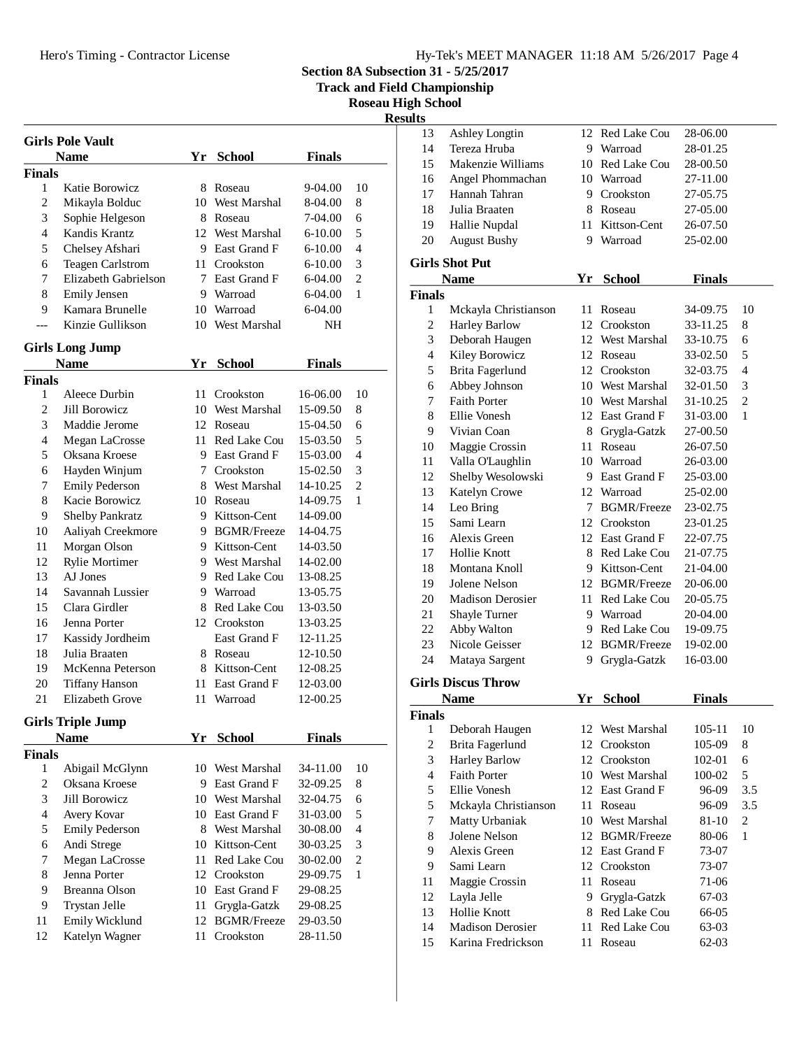# Section 8A Subsection 31 - 5/25/2017

## Track and Field Championship

## Roseau High School

## Results

### Girls Pole Vault

| | Name | Yr | School | Finals | |
|---|---|---|---|---|---|
| **Finals** | | | | | |
| 1 | Katie Borowicz | 8 | Roseau | 9-04.00 | 10 |
| 2 | Mikayla Bolduc | 10 | West Marshal | 8-04.00 | 8 |
| 3 | Sophie Helgeson | 8 | Roseau | 7-04.00 | 6 |
| 4 | Kandis Krantz | 12 | West Marshal | 6-10.00 | 5 |
| 5 | Chelsey Afshari | 9 | East Grand F | 6-10.00 | 4 |
| 6 | Teagen Carlstrom | 11 | Crookston | 6-10.00 | 3 |
| 7 | Elizabeth Gabrielson | 7 | East Grand F | 6-04.00 | 2 |
| 8 | Emily Jensen | 9 | Warroad | 6-04.00 | 1 |
| 9 | Kamara Brunelle | 10 | Warroad | 6-04.00 | |
| --- | Kinzie Gullikson | 10 | West Marshal | NH | |

### Girls Long Jump

| | Name | Yr | School | Finals | |
|---|---|---|---|---|---|
| **Finals** | | | | | |
| 1 | Aleece Durbin | 11 | Crookston | 16-06.00 | 10 |
| 2 | Jill Borowicz | 10 | West Marshal | 15-09.50 | 8 |
| 3 | Maddie Jerome | 12 | Roseau | 15-04.50 | 6 |
| 4 | Megan LaCrosse | 11 | Red Lake Cou | 15-03.50 | 5 |
| 5 | Oksana Kroese | 9 | East Grand F | 15-03.00 | 4 |
| 6 | Hayden Winjum | 7 | Crookston | 15-02.50 | 3 |
| 7 | Emily Pederson | 8 | West Marshal | 14-10.25 | 2 |
| 8 | Kacie Borowicz | 10 | Roseau | 14-09.75 | 1 |
| 9 | Shelby Pankratz | 9 | Kittson-Cent | 14-09.00 | |
| 10 | Aaliyah Creekmore | 9 | BGMR/Freeze | 14-04.75 | |
| 11 | Morgan Olson | 9 | Kittson-Cent | 14-03.50 | |
| 12 | Rylie Mortimer | 9 | West Marshal | 14-02.00 | |
| 13 | AJ Jones | 9 | Red Lake Cou | 13-08.25 | |
| 14 | Savannah Lussier | 9 | Warroad | 13-05.75 | |
| 15 | Clara Girdler | 8 | Red Lake Cou | 13-03.50 | |
| 16 | Jenna Porter | 12 | Crookston | 13-03.25 | |
| 17 | Kassidy Jordheim | | East Grand F | 12-11.25 | |
| 18 | Julia Braaten | 8 | Roseau | 12-10.50 | |
| 19 | McKenna Peterson | 8 | Kittson-Cent | 12-08.25 | |
| 20 | Tiffany Hanson | 11 | East Grand F | 12-03.00 | |
| 21 | Elizabeth Grove | 11 | Warroad | 12-00.25 | |

### Girls Triple Jump

| | Name | Yr | School | Finals | |
|---|---|---|---|---|---|
| **Finals** | | | | | |
| 1 | Abigail McGlynn | 10 | West Marshal | 34-11.00 | 10 |
| 2 | Oksana Kroese | 9 | East Grand F | 32-09.25 | 8 |
| 3 | Jill Borowicz | 10 | West Marshal | 32-04.75 | 6 |
| 4 | Avery Kovar | 10 | East Grand F | 31-03.00 | 5 |
| 5 | Emily Pederson | 8 | West Marshal | 30-08.00 | 4 |
| 6 | Andi Strege | 10 | Kittson-Cent | 30-03.25 | 3 |
| 7 | Megan LaCrosse | 11 | Red Lake Cou | 30-02.00 | 2 |
| 8 | Jenna Porter | 12 | Crookston | 29-09.75 | 1 |
| 9 | Breanna Olson | 10 | East Grand F | 29-08.25 | |
| 9 | Trystan Jelle | 11 | Grygla-Gatzk | 29-08.25 | |
| 11 | Emily Wicklund | 12 | BGMR/Freeze | 29-03.50 | |
| 12 | Katelyn Wagner | 11 | Crookston | 28-11.50 | |
| 13 | Ashley Longtin | 12 | Red Lake Cou | 28-06.00 | |
| 14 | Tereza Hruba | 9 | Warroad | 28-01.25 | |
| 15 | Makenzie Williams | 10 | Red Lake Cou | 28-00.50 | |
| 16 | Angel Phommachan | 10 | Warroad | 27-11.00 | |
| 17 | Hannah Tahran | 9 | Crookston | 27-05.75 | |
| 18 | Julia Braaten | 8 | Roseau | 27-05.00 | |
| 19 | Hallie Nupdal | 11 | Kittson-Cent | 26-07.50 | |
| 20 | August Bushy | 9 | Warroad | 25-02.00 | |

### Girls Shot Put

| | Name | Yr | School | Finals | |
|---|---|---|---|---|---|
| **Finals** | | | | | |
| 1 | Mckayla Christianson | 11 | Roseau | 34-09.75 | 10 |
| 2 | Harley Barlow | 12 | Crookston | 33-11.25 | 8 |
| 3 | Deborah Haugen | 12 | West Marshal | 33-10.75 | 6 |
| 4 | Kiley Borowicz | 12 | Roseau | 33-02.50 | 5 |
| 5 | Brita Fagerlund | 12 | Crookston | 32-03.75 | 4 |
| 6 | Abbey Johnson | 10 | West Marshal | 32-01.50 | 3 |
| 7 | Faith Porter | 10 | West Marshal | 31-10.25 | 2 |
| 8 | Ellie Vonesh | 12 | East Grand F | 31-03.00 | 1 |
| 9 | Vivian Coan | 8 | Grygla-Gatzk | 27-00.50 | |
| 10 | Maggie Crossin | 11 | Roseau | 26-07.50 | |
| 11 | Valla O'Laughlin | 10 | Warroad | 26-03.00 | |
| 12 | Shelby Wesolowski | 9 | East Grand F | 25-03.00 | |
| 13 | Katelyn Crowe | 12 | Warroad | 25-02.00 | |
| 14 | Leo Bring | 7 | BGMR/Freeze | 23-02.75 | |
| 15 | Sami Learn | 12 | Crookston | 23-01.25 | |
| 16 | Alexis Green | 12 | East Grand F | 22-07.75 | |
| 17 | Hollie Knott | 8 | Red Lake Cou | 21-07.75 | |
| 18 | Montana Knoll | 9 | Kittson-Cent | 21-04.00 | |
| 19 | Jolene Nelson | 12 | BGMR/Freeze | 20-06.00 | |
| 20 | Madison Derosier | 11 | Red Lake Cou | 20-05.75 | |
| 21 | Shayle Turner | 9 | Warroad | 20-04.00 | |
| 22 | Abby Walton | 9 | Red Lake Cou | 19-09.75 | |
| 23 | Nicole Geisser | 12 | BGMR/Freeze | 19-02.00 | |
| 24 | Mataya Sargent | 9 | Grygla-Gatzk | 16-03.00 | |

### Girls Discus Throw

| | Name | Yr | School | Finals | |
|---|---|---|---|---|---|
| **Finals** | | | | | |
| 1 | Deborah Haugen | 12 | West Marshal | 105-11 | 10 |
| 2 | Brita Fagerlund | 12 | Crookston | 105-09 | 8 |
| 3 | Harley Barlow | 12 | Crookston | 102-01 | 6 |
| 4 | Faith Porter | 10 | West Marshal | 100-02 | 5 |
| 5 | Ellie Vonesh | 12 | East Grand F | 96-09 | 3.5 |
| 5 | Mckayla Christianson | 11 | Roseau | 96-09 | 3.5 |
| 7 | Matty Urbaniak | 10 | West Marshal | 81-10 | 2 |
| 8 | Jolene Nelson | 12 | BGMR/Freeze | 80-06 | 1 |
| 9 | Alexis Green | 12 | East Grand F | 73-07 | |
| 9 | Sami Learn | 12 | Crookston | 73-07 | |
| 11 | Maggie Crossin | 11 | Roseau | 71-06 | |
| 12 | Layla Jelle | 9 | Grygla-Gatzk | 67-03 | |
| 13 | Hollie Knott | 8 | Red Lake Cou | 66-05 | |
| 14 | Madison Derosier | 11 | Red Lake Cou | 63-03 | |
| 15 | Karina Fredrickson | 11 | Roseau | 62-03 | |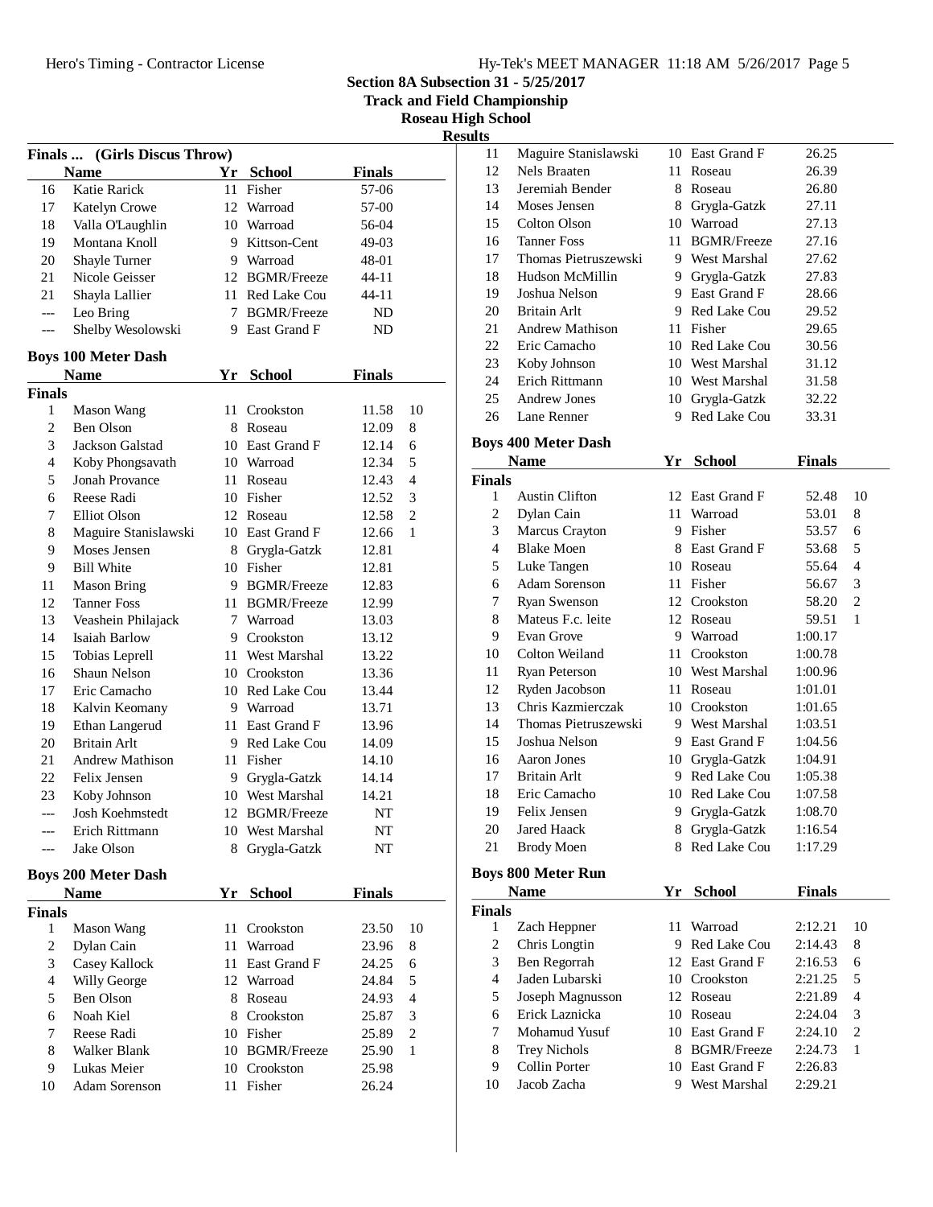## Section 8A Subsection 31 - 5/25/2017
## Track and Field Championship
## Roseau High School
## Results

### Finals ... (Girls Discus Throw)

| | Name | Yr | School | Finals | |
|---|---|---|---|---|---|
| 16 | Katie Rarick | 11 | Fisher | 57-06 | |
| 17 | Katelyn Crowe | 12 | Warroad | 57-00 | |
| 18 | Valla O'Laughlin | 10 | Warroad | 56-04 | |
| 19 | Montana Knoll | 9 | Kittson-Cent | 49-03 | |
| 20 | Shayle Turner | 9 | Warroad | 48-01 | |
| 21 | Nicole Geisser | 12 | BGMR/Freeze | 44-11 | |
| 21 | Shayla Lallier | 11 | Red Lake Cou | 44-11 | |
| --- | Leo Bring | 7 | BGMR/Freeze | ND | |
| --- | Shelby Wesolowski | 9 | East Grand F | ND | |

### Boys 100 Meter Dash

| | Name | Yr | School | Finals | |
|---|---|---|---|---|---|
| **Finals** | | | | | |
| 1 | Mason Wang | 11 | Crookston | 11.58 | 10 |
| 2 | Ben Olson | 8 | Roseau | 12.09 | 8 |
| 3 | Jackson Galstad | 10 | East Grand F | 12.14 | 6 |
| 4 | Koby Phongsavath | 10 | Warroad | 12.34 | 5 |
| 5 | Jonah Provance | 11 | Roseau | 12.43 | 4 |
| 6 | Reese Radi | 10 | Fisher | 12.52 | 3 |
| 7 | Elliot Olson | 12 | Roseau | 12.58 | 2 |
| 8 | Maguire Stanislawski | 10 | East Grand F | 12.66 | 1 |
| 9 | Moses Jensen | 8 | Grygla-Gatzk | 12.81 | |
| 9 | Bill White | 10 | Fisher | 12.81 | |
| 11 | Mason Bring | 9 | BGMR/Freeze | 12.83 | |
| 12 | Tanner Foss | 11 | BGMR/Freeze | 12.99 | |
| 13 | Veashein Philajack | 7 | Warroad | 13.03 | |
| 14 | Isaiah Barlow | 9 | Crookston | 13.12 | |
| 15 | Tobias Leprell | 11 | West Marshal | 13.22 | |
| 16 | Shaun Nelson | 10 | Crookston | 13.36 | |
| 17 | Eric Camacho | 10 | Red Lake Cou | 13.44 | |
| 18 | Kalvin Keomany | 9 | Warroad | 13.71 | |
| 19 | Ethan Langerud | 11 | East Grand F | 13.96 | |
| 20 | Britain Arlt | 9 | Red Lake Cou | 14.09 | |
| 21 | Andrew Mathison | 11 | Fisher | 14.10 | |
| 22 | Felix Jensen | 9 | Grygla-Gatzk | 14.14 | |
| 23 | Koby Johnson | 10 | West Marshal | 14.21 | |
| --- | Josh Koehmstedt | 12 | BGMR/Freeze | NT | |
| --- | Erich Rittmann | 10 | West Marshal | NT | |
| --- | Jake Olson | 8 | Grygla-Gatzk | NT | |

### Boys 200 Meter Dash

| | Name | Yr | School | Finals | |
|---|---|---|---|---|---|
| **Finals** | | | | | |
| 1 | Mason Wang | 11 | Crookston | 23.50 | 10 |
| 2 | Dylan Cain | 11 | Warroad | 23.96 | 8 |
| 3 | Casey Kallock | 11 | East Grand F | 24.25 | 6 |
| 4 | Willy George | 12 | Warroad | 24.84 | 5 |
| 5 | Ben Olson | 8 | Roseau | 24.93 | 4 |
| 6 | Noah Kiel | 8 | Crookston | 25.87 | 3 |
| 7 | Reese Radi | 10 | Fisher | 25.89 | 2 |
| 8 | Walker Blank | 10 | BGMR/Freeze | 25.90 | 1 |
| 9 | Lukas Meier | 10 | Crookston | 25.98 | |
| 10 | Adam Sorenson | 11 | Fisher | 26.24 | |
| 11 | Maguire Stanislawski | 10 | East Grand F | 26.25 | |
| 12 | Nels Braaten | 11 | Roseau | 26.39 | |
| 13 | Jeremiah Bender | 8 | Roseau | 26.80 | |
| 14 | Moses Jensen | 8 | Grygla-Gatzk | 27.11 | |
| 15 | Colton Olson | 10 | Warroad | 27.13 | |
| 16 | Tanner Foss | 11 | BGMR/Freeze | 27.16 | |
| 17 | Thomas Pietruszewski | 9 | West Marshal | 27.62 | |
| 18 | Hudson McMillin | 9 | Grygla-Gatzk | 27.83 | |
| 19 | Joshua Nelson | 9 | East Grand F | 28.66 | |
| 20 | Britain Arlt | 9 | Red Lake Cou | 29.52 | |
| 21 | Andrew Mathison | 11 | Fisher | 29.65 | |
| 22 | Eric Camacho | 10 | Red Lake Cou | 30.56 | |
| 23 | Koby Johnson | 10 | West Marshal | 31.12 | |
| 24 | Erich Rittmann | 10 | West Marshal | 31.58 | |
| 25 | Andrew Jones | 10 | Grygla-Gatzk | 32.22 | |
| 26 | Lane Renner | 9 | Red Lake Cou | 33.31 | |

### Boys 400 Meter Dash

| | Name | Yr | School | Finals | |
|---|---|---|---|---|---|
| **Finals** | | | | | |
| 1 | Austin Clifton | 12 | East Grand F | 52.48 | 10 |
| 2 | Dylan Cain | 11 | Warroad | 53.01 | 8 |
| 3 | Marcus Crayton | 9 | Fisher | 53.57 | 6 |
| 4 | Blake Moen | 8 | East Grand F | 53.68 | 5 |
| 5 | Luke Tangen | 10 | Roseau | 55.64 | 4 |
| 6 | Adam Sorenson | 11 | Fisher | 56.67 | 3 |
| 7 | Ryan Swenson | 12 | Crookston | 58.20 | 2 |
| 8 | Mateus F.c. leite | 12 | Roseau | 59.51 | 1 |
| 9 | Evan Grove | 9 | Warroad | 1:00.17 | |
| 10 | Colton Weiland | 11 | Crookston | 1:00.78 | |
| 11 | Ryan Peterson | 10 | West Marshal | 1:00.96 | |
| 12 | Ryden Jacobson | 11 | Roseau | 1:01.01 | |
| 13 | Chris Kazmierczak | 10 | Crookston | 1:01.65 | |
| 14 | Thomas Pietruszewski | 9 | West Marshal | 1:03.51 | |
| 15 | Joshua Nelson | 9 | East Grand F | 1:04.56 | |
| 16 | Aaron Jones | 10 | Grygla-Gatzk | 1:04.91 | |
| 17 | Britain Arlt | 9 | Red Lake Cou | 1:05.38 | |
| 18 | Eric Camacho | 10 | Red Lake Cou | 1:07.58 | |
| 19 | Felix Jensen | 9 | Grygla-Gatzk | 1:08.70 | |
| 20 | Jared Haack | 8 | Grygla-Gatzk | 1:16.54 | |
| 21 | Brody Moen | 8 | Red Lake Cou | 1:17.29 | |

### Boys 800 Meter Run

| | Name | Yr | School | Finals | |
|---|---|---|---|---|---|
| **Finals** | | | | | |
| 1 | Zach Heppner | 11 | Warroad | 2:12.21 | 10 |
| 2 | Chris Longtin | 9 | Red Lake Cou | 2:14.43 | 8 |
| 3 | Ben Regorrah | 12 | East Grand F | 2:16.53 | 6 |
| 4 | Jaden Lubarski | 10 | Crookston | 2:21.25 | 5 |
| 5 | Joseph Magnusson | 12 | Roseau | 2:21.89 | 4 |
| 6 | Erick Laznicka | 10 | Roseau | 2:24.04 | 3 |
| 7 | Mohamud Yusuf | 10 | East Grand F | 2:24.10 | 2 |
| 8 | Trey Nichols | 8 | BGMR/Freeze | 2:24.73 | 1 |
| 9 | Collin Porter | 10 | East Grand F | 2:26.83 | |
| 10 | Jacob Zacha | 9 | West Marshal | 2:29.21 | |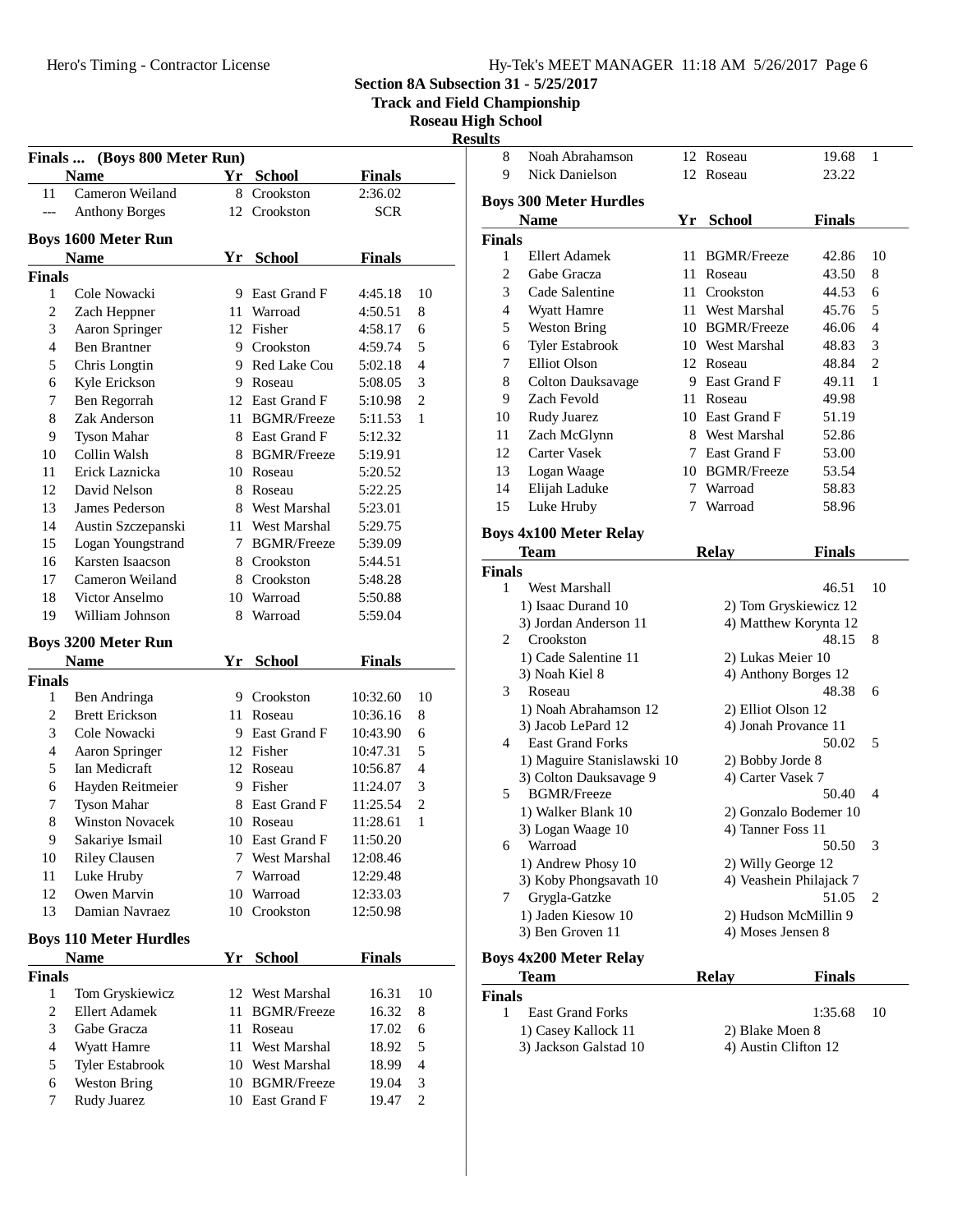## Section 8A Subsection 31 - 5/25/2017
## Track and Field Championship
## Roseau High School
### Results

### Finals ... (Boys 800 Meter Run)

| | Name | Yr | School | Finals | |
|---|---|---|---|---|---|
| 11 | Cameron Weiland | 8 | Crookston | 2:36.02 | |
| --- | Anthony Borges | 12 | Crookston | SCR | |

### Boys 1600 Meter Run

| | Name | Yr | School | Finals | |
|---|---|---|---|---|---|
| **Finals** | | | | | |
| 1 | Cole Nowacki | 9 | East Grand F | 4:45.18 | 10 |
| 2 | Zach Heppner | 11 | Warroad | 4:50.51 | 8 |
| 3 | Aaron Springer | 12 | Fisher | 4:58.17 | 6 |
| 4 | Ben Brantner | 9 | Crookston | 4:59.74 | 5 |
| 5 | Chris Longtin | 9 | Red Lake Cou | 5:02.18 | 4 |
| 6 | Kyle Erickson | 9 | Roseau | 5:08.05 | 3 |
| 7 | Ben Regorrah | 12 | East Grand F | 5:10.98 | 2 |
| 8 | Zak Anderson | 11 | BGMR/Freeze | 5:11.53 | 1 |
| 9 | Tyson Mahar | 8 | East Grand F | 5:12.32 | |
| 10 | Collin Walsh | 8 | BGMR/Freeze | 5:19.91 | |
| 11 | Erick Laznicka | 10 | Roseau | 5:20.52 | |
| 12 | David Nelson | 8 | Roseau | 5:22.25 | |
| 13 | James Pederson | 8 | West Marshal | 5:23.01 | |
| 14 | Austin Szczepanski | 11 | West Marshal | 5:29.75 | |
| 15 | Logan Youngstrand | 7 | BGMR/Freeze | 5:39.09 | |
| 16 | Karsten Isaacson | 8 | Crookston | 5:44.51 | |
| 17 | Cameron Weiland | 8 | Crookston | 5:48.28 | |
| 18 | Victor Anselmo | 10 | Warroad | 5:50.88 | |
| 19 | William Johnson | 8 | Warroad | 5:59.04 | |

### Boys 3200 Meter Run

| | Name | Yr | School | Finals | |
|---|---|---|---|---|---|
| **Finals** | | | | | |
| 1 | Ben Andringa | 9 | Crookston | 10:32.60 | 10 |
| 2 | Brett Erickson | 11 | Roseau | 10:36.16 | 8 |
| 3 | Cole Nowacki | 9 | East Grand F | 10:43.90 | 6 |
| 4 | Aaron Springer | 12 | Fisher | 10:47.31 | 5 |
| 5 | Ian Medicraft | 12 | Roseau | 10:56.87 | 4 |
| 6 | Hayden Reitmeier | 9 | Fisher | 11:24.07 | 3 |
| 7 | Tyson Mahar | 8 | East Grand F | 11:25.54 | 2 |
| 8 | Winston Novacek | 10 | Roseau | 11:28.61 | 1 |
| 9 | Sakariye Ismail | 10 | East Grand F | 11:50.20 | |
| 10 | Riley Clausen | 7 | West Marshal | 12:08.46 | |
| 11 | Luke Hruby | 7 | Warroad | 12:29.48 | |
| 12 | Owen Marvin | 10 | Warroad | 12:33.03 | |
| 13 | Damian Navraez | 10 | Crookston | 12:50.98 | |

### Boys 110 Meter Hurdles

| | Name | Yr | School | Finals | |
|---|---|---|---|---|---|
| **Finals** | | | | | |
| 1 | Tom Gryskiewicz | 12 | West Marshal | 16.31 | 10 |
| 2 | Ellert Adamek | 11 | BGMR/Freeze | 16.32 | 8 |
| 3 | Gabe Gracza | 11 | Roseau | 17.02 | 6 |
| 4 | Wyatt Hamre | 11 | West Marshal | 18.92 | 5 |
| 5 | Tyler Estabrook | 10 | West Marshal | 18.99 | 4 |
| 6 | Weston Bring | 10 | BGMR/Freeze | 19.04 | 3 |
| 7 | Rudy Juarez | 10 | East Grand F | 19.47 | 2 |
| 8 | Noah Abrahamson | 12 | Roseau | 19.68 | 1 |
| 9 | Nick Danielson | 12 | Roseau | 23.22 | |

### Boys 300 Meter Hurdles

| | Name | Yr | School | Finals | |
|---|---|---|---|---|---|
| **Finals** | | | | | |
| 1 | Ellert Adamek | 11 | BGMR/Freeze | 42.86 | 10 |
| 2 | Gabe Gracza | 11 | Roseau | 43.50 | 8 |
| 3 | Cade Salentine | 11 | Crookston | 44.53 | 6 |
| 4 | Wyatt Hamre | 11 | West Marshal | 45.76 | 5 |
| 5 | Weston Bring | 10 | BGMR/Freeze | 46.06 | 4 |
| 6 | Tyler Estabrook | 10 | West Marshal | 48.83 | 3 |
| 7 | Elliot Olson | 12 | Roseau | 48.84 | 2 |
| 8 | Colton Dauksavage | 9 | East Grand F | 49.11 | 1 |
| 9 | Zach Fevold | 11 | Roseau | 49.98 | |
| 10 | Rudy Juarez | 10 | East Grand F | 51.19 | |
| 11 | Zach McGlynn | 8 | West Marshal | 52.86 | |
| 12 | Carter Vasek | 7 | East Grand F | 53.00 | |
| 13 | Logan Waage | 10 | BGMR/Freeze | 53.54 | |
| 14 | Elijah Laduke | 7 | Warroad | 58.83 | |
| 15 | Luke Hruby | 7 | Warroad | 58.96 | |

### Boys 4x100 Meter Relay

| | Team | Relay | Finals | |
|---|---|---|---|---|
| **Finals** | | | | |
| 1 | West Marshall | | 46.51 | 10 |
| | 1) Isaac Durand 10 | 2) Tom Gryskiewicz 12 | | |
| | 3) Jordan Anderson 11 | 4) Matthew Korynta 12 | | |
| 2 | Crookston | | 48.15 | 8 |
| | 1) Cade Salentine 11 | 2) Lukas Meier 10 | | |
| | 3) Noah Kiel 8 | 4) Anthony Borges 12 | | |
| 3 | Roseau | | 48.38 | 6 |
| | 1) Noah Abrahamson 12 | 2) Elliot Olson 12 | | |
| | 3) Jacob LePard 12 | 4) Jonah Provance 11 | | |
| 4 | East Grand Forks | | 50.02 | 5 |
| | 1) Maguire Stanislawski 10 | 2) Bobby Jorde 8 | | |
| | 3) Colton Dauksavage 9 | 4) Carter Vasek 7 | | |
| 5 | BGMR/Freeze | | 50.40 | 4 |
| | 1) Walker Blank 10 | 2) Gonzalo Bodemer 10 | | |
| | 3) Logan Waage 10 | 4) Tanner Foss 11 | | |
| 6 | Warroad | | 50.50 | 3 |
| | 1) Andrew Phosy 10 | 2) Willy George 12 | | |
| | 3) Koby Phongsavath 10 | 4) Veashein Philajack 7 | | |
| 7 | Grygla-Gatzke | | 51.05 | 2 |
| | 1) Jaden Kiesow 10 | 2) Hudson McMillin 9 | | |
| | 3) Ben Groven 11 | 4) Moses Jensen 8 | | |

### Boys 4x200 Meter Relay

| | Team | Relay | Finals | |
|---|---|---|---|---|
| **Finals** | | | | |
| 1 | East Grand Forks | | 1:35.68 | 10 |
| | 1) Casey Kallock 11 | 2) Blake Moen 8 | | |
| | 3) Jackson Galstad 10 | 4) Austin Clifton 12 | | |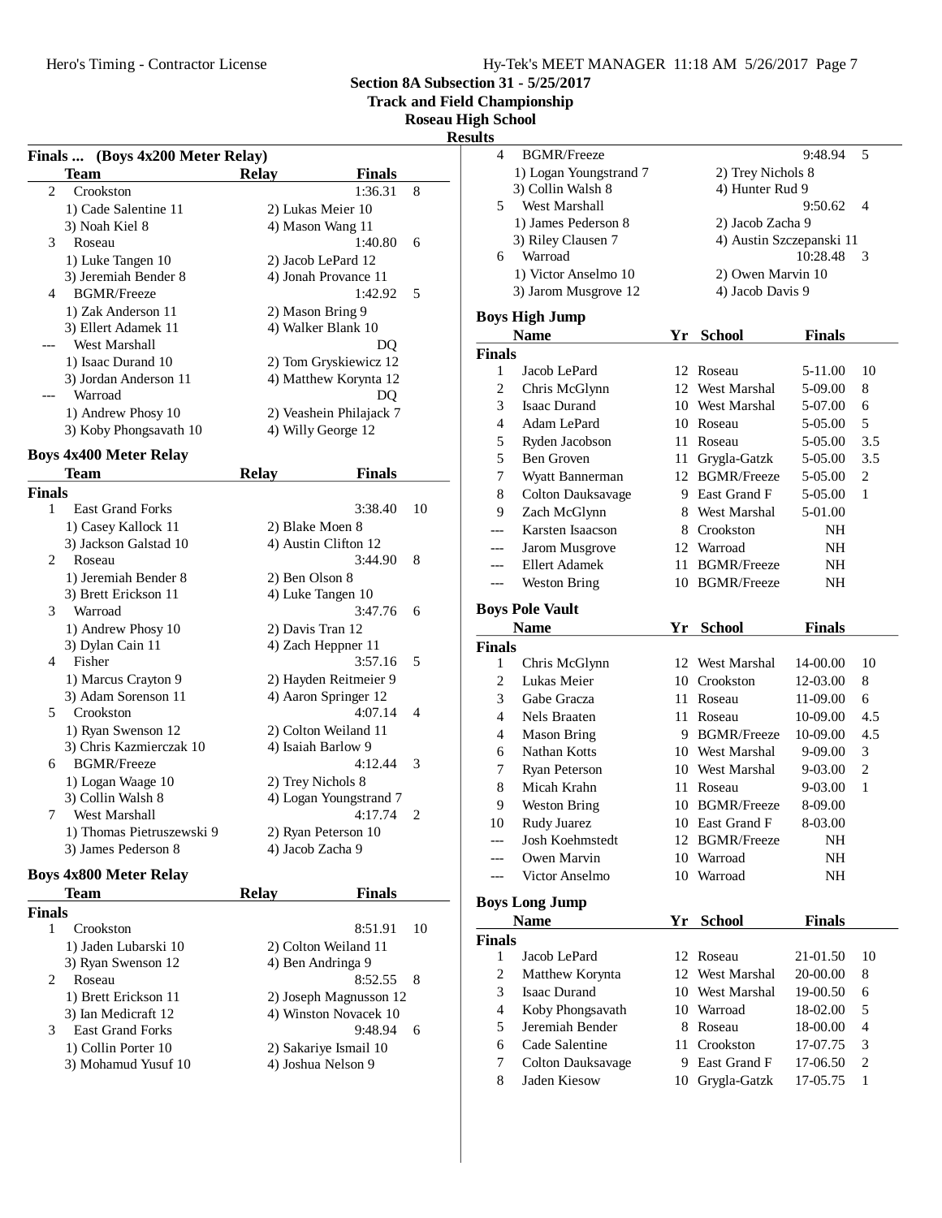# Section 8A Subsection 31 - 5/25/2017

## Track and Field Championship

## Roseau High School

## Results

### Finals ... (Boys 4x200 Meter Relay)

| | Team | Relay | Finals | |
|---|---|---|---|---|
| 2 | Crookston | | 1:36.31 | 8 |
| | 1) Cade Salentine 11 | 2) Lukas Meier 10 | | |
| | 3) Noah Kiel 8 | 4) Mason Wang 11 | | |
| 3 | Roseau | | 1:40.80 | 6 |
| | 1) Luke Tangen 10 | 2) Jacob LePard 12 | | |
| | 3) Jeremiah Bender 8 | 4) Jonah Provance 11 | | |
| 4 | BGMR/Freeze | | 1:42.92 | 5 |
| | 1) Zak Anderson 11 | 2) Mason Bring 9 | | |
| | 3) Ellert Adamek 11 | 4) Walker Blank 10 | | |
| --- | West Marshall | | DQ | |
| | 1) Isaac Durand 10 | 2) Tom Gryskiewicz 12 | | |
| | 3) Jordan Anderson 11 | 4) Matthew Korynta 12 | | |
| --- | Warroad | | DQ | |
| | 1) Andrew Phosy 10 | 2) Veashein Philajack 7 | | |
| | 3) Koby Phongsavath 10 | 4) Willy George 12 | | |

### Boys 4x400 Meter Relay

| | Team | Relay | Finals | |
|---|---|---|---|---|
| **Finals** | | | | |
| 1 | East Grand Forks | | 3:38.40 | 10 |
| | 1) Casey Kallock 11 | 2) Blake Moen 8 | | |
| | 3) Jackson Galstad 10 | 4) Austin Clifton 12 | | |
| 2 | Roseau | | 3:44.90 | 8 |
| | 1) Jeremiah Bender 8 | 2) Ben Olson 8 | | |
| | 3) Brett Erickson 11 | 4) Luke Tangen 10 | | |
| 3 | Warroad | | 3:47.76 | 6 |
| | 1) Andrew Phosy 10 | 2) Davis Tran 12 | | |
| | 3) Dylan Cain 11 | 4) Zach Heppner 11 | | |
| 4 | Fisher | | 3:57.16 | 5 |
| | 1) Marcus Crayton 9 | 2) Hayden Reitmeier 9 | | |
| | 3) Adam Sorenson 11 | 4) Aaron Springer 12 | | |
| 5 | Crookston | | 4:07.14 | 4 |
| | 1) Ryan Swenson 12 | 2) Colton Weiland 11 | | |
| | 3) Chris Kazmierczak 10 | 4) Isaiah Barlow 9 | | |
| 6 | BGMR/Freeze | | 4:12.44 | 3 |
| | 1) Logan Waage 10 | 2) Trey Nichols 8 | | |
| | 3) Collin Walsh 8 | 4) Logan Youngstrand 7 | | |
| 7 | West Marshall | | 4:17.74 | 2 |
| | 1) Thomas Pietruszewski 9 | 2) Ryan Peterson 10 | | |
| | 3) James Pederson 8 | 4) Jacob Zacha 9 | | |

### Boys 4x800 Meter Relay

| | Team | Relay | Finals | |
|---|---|---|---|---|
| **Finals** | | | | |
| 1 | Crookston | | 8:51.91 | 10 |
| | 1) Jaden Lubarski 10 | 2) Colton Weiland 11 | | |
| | 3) Ryan Swenson 12 | 4) Ben Andringa 9 | | |
| 2 | Roseau | | 8:52.55 | 8 |
| | 1) Brett Erickson 11 | 2) Joseph Magnusson 12 | | |
| | 3) Ian Medicraft 12 | 4) Winston Novacek 10 | | |
| 3 | East Grand Forks | | 9:48.94 | 6 |
| | 1) Collin Porter 10 | 2) Sakariye Ismail 10 | | |
| | 3) Mohamud Yusuf 10 | 4) Joshua Nelson 9 | | |
| 4 | BGMR/Freeze | | 9:48.94 | 5 |
| | 1) Logan Youngstrand 7 | 2) Trey Nichols 8 | | |
| | 3) Collin Walsh 8 | 4) Hunter Rud 9 | | |
| 5 | West Marshall | | 9:50.62 | 4 |
| | 1) James Pederson 8 | 2) Jacob Zacha 9 | | |
| | 3) Riley Clausen 7 | 4) Austin Szczepanski 11 | | |
| 6 | Warroad | | 10:28.48 | 3 |
| | 1) Victor Anselmo 10 | 2) Owen Marvin 10 | | |
| | 3) Jarom Musgrove 12 | 4) Jacob Davis 9 | | |

### Boys High Jump

| | Name | Yr | School | Finals | |
|---|---|---|---|---|---|
| **Finals** | | | | | |
| 1 | Jacob LePard | 12 | Roseau | 5-11.00 | 10 |
| 2 | Chris McGlynn | 12 | West Marshal | 5-09.00 | 8 |
| 3 | Isaac Durand | 10 | West Marshal | 5-07.00 | 6 |
| 4 | Adam LePard | 10 | Roseau | 5-05.00 | 5 |
| 5 | Ryden Jacobson | 11 | Roseau | 5-05.00 | 3.5 |
| 5 | Ben Groven | 11 | Grygla-Gatzk | 5-05.00 | 3.5 |
| 7 | Wyatt Bannerman | 12 | BGMR/Freeze | 5-05.00 | 2 |
| 8 | Colton Dauksavage | 9 | East Grand F | 5-05.00 | 1 |
| 9 | Zach McGlynn | 8 | West Marshal | 5-01.00 | |
| --- | Karsten Isaacson | 8 | Crookston | NH | |
| --- | Jarom Musgrove | 12 | Warroad | NH | |
| --- | Ellert Adamek | 11 | BGMR/Freeze | NH | |
| --- | Weston Bring | 10 | BGMR/Freeze | NH | |

### Boys Pole Vault

| | Name | Yr | School | Finals | |
|---|---|---|---|---|---|
| **Finals** | | | | | |
| 1 | Chris McGlynn | 12 | West Marshal | 14-00.00 | 10 |
| 2 | Lukas Meier | 10 | Crookston | 12-03.00 | 8 |
| 3 | Gabe Gracza | 11 | Roseau | 11-09.00 | 6 |
| 4 | Nels Braaten | 11 | Roseau | 10-09.00 | 4.5 |
| 4 | Mason Bring | 9 | BGMR/Freeze | 10-09.00 | 4.5 |
| 6 | Nathan Kotts | 10 | West Marshal | 9-09.00 | 3 |
| 7 | Ryan Peterson | 10 | West Marshal | 9-03.00 | 2 |
| 8 | Micah Krahn | 11 | Roseau | 9-03.00 | 1 |
| 9 | Weston Bring | 10 | BGMR/Freeze | 8-09.00 | |
| 10 | Rudy Juarez | 10 | East Grand F | 8-03.00 | |
| --- | Josh Koehmstedt | 12 | BGMR/Freeze | NH | |
| --- | Owen Marvin | 10 | Warroad | NH | |
| --- | Victor Anselmo | 10 | Warroad | NH | |

### Boys Long Jump

| | Name | Yr | School | Finals | |
|---|---|---|---|---|---|
| **Finals** | | | | | |
| 1 | Jacob LePard | 12 | Roseau | 21-01.50 | 10 |
| 2 | Matthew Korynta | 12 | West Marshal | 20-00.00 | 8 |
| 3 | Isaac Durand | 10 | West Marshal | 19-00.50 | 6 |
| 4 | Koby Phongsavath | 10 | Warroad | 18-02.00 | 5 |
| 5 | Jeremiah Bender | 8 | Roseau | 18-00.00 | 4 |
| 6 | Cade Salentine | 11 | Crookston | 17-07.75 | 3 |
| 7 | Colton Dauksavage | 9 | East Grand F | 17-06.50 | 2 |
| 8 | Jaden Kiesow | 10 | Grygla-Gatzk | 17-05.75 | 1 |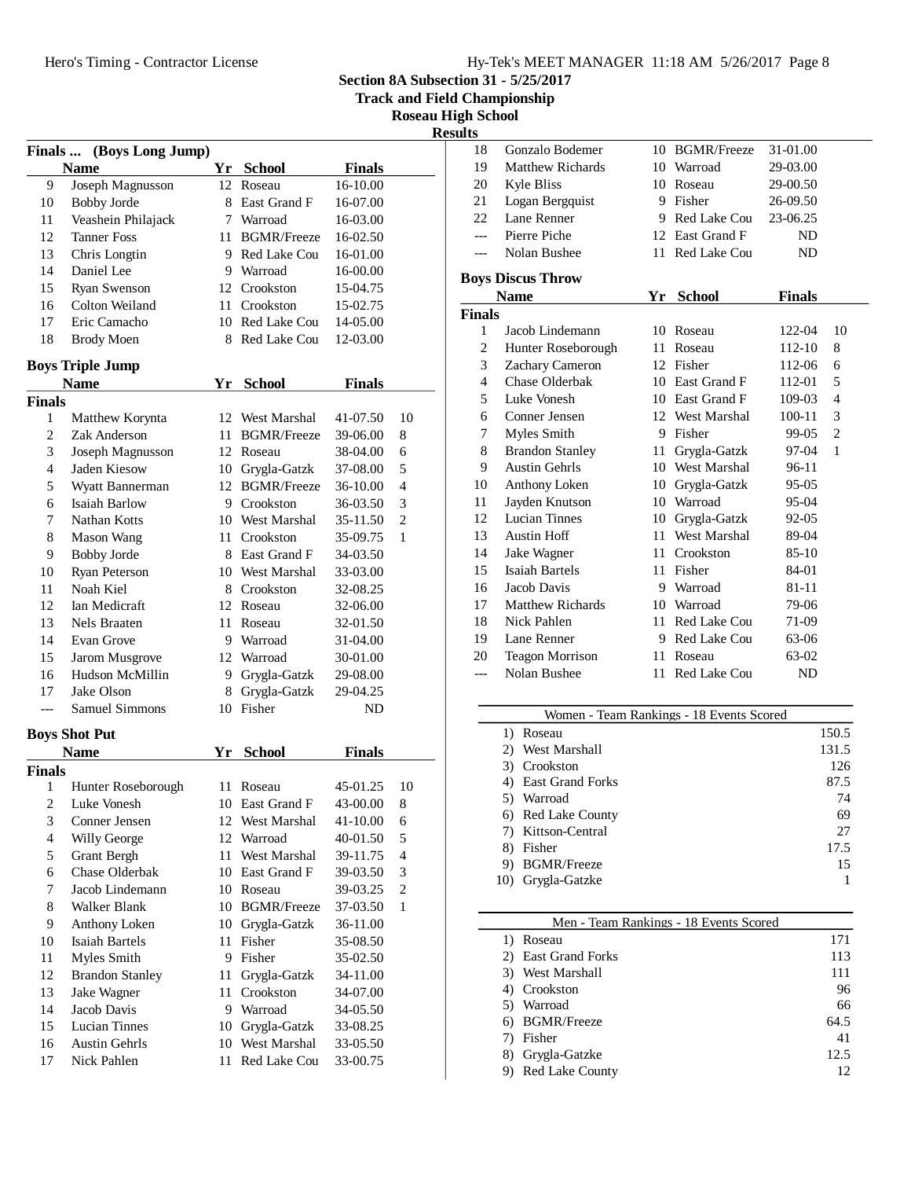Section 8A Subsection 31 - 5/25/2017

Track and Field Championship

Roseau High School

Results

**Finals ... (Boys Long Jump)**

| | Name | Yr | School | Finals | |
|---|---|---|---|---|---|
| 9 | Joseph Magnusson | 12 | Roseau | 16-10.00 | |
| 10 | Bobby Jorde | 8 | East Grand F | 16-07.00 | |
| 11 | Veashein Philajack | 7 | Warroad | 16-03.00 | |
| 12 | Tanner Foss | 11 | BGMR/Freeze | 16-02.50 | |
| 13 | Chris Longtin | 9 | Red Lake Cou | 16-01.00 | |
| 14 | Daniel Lee | 9 | Warroad | 16-00.00 | |
| 15 | Ryan Swenson | 12 | Crookston | 15-04.75 | |
| 16 | Colton Weiland | 11 | Crookston | 15-02.75 | |
| 17 | Eric Camacho | 10 | Red Lake Cou | 14-05.00 | |
| 18 | Brody Moen | 8 | Red Lake Cou | 12-03.00 | |

**Boys Triple Jump**

| | Name | Yr | School | Finals | |
|---|---|---|---|---|---|
| **Finals** | | | | | |
| 1 | Matthew Korynta | 12 | West Marshal | 41-07.50 | 10 |
| 2 | Zak Anderson | 11 | BGMR/Freeze | 39-06.00 | 8 |
| 3 | Joseph Magnusson | 12 | Roseau | 38-04.00 | 6 |
| 4 | Jaden Kiesow | 10 | Grygla-Gatzk | 37-08.00 | 5 |
| 5 | Wyatt Bannerman | 12 | BGMR/Freeze | 36-10.00 | 4 |
| 6 | Isaiah Barlow | 9 | Crookston | 36-03.50 | 3 |
| 7 | Nathan Kotts | 10 | West Marshal | 35-11.50 | 2 |
| 8 | Mason Wang | 11 | Crookston | 35-09.75 | 1 |
| 9 | Bobby Jorde | 8 | East Grand F | 34-03.50 | |
| 10 | Ryan Peterson | 10 | West Marshal | 33-03.00 | |
| 11 | Noah Kiel | 8 | Crookston | 32-08.25 | |
| 12 | Ian Medicraft | 12 | Roseau | 32-06.00 | |
| 13 | Nels Braaten | 11 | Roseau | 32-01.50 | |
| 14 | Evan Grove | 9 | Warroad | 31-04.00 | |
| 15 | Jarom Musgrove | 12 | Warroad | 30-01.00 | |
| 16 | Hudson McMillin | 9 | Grygla-Gatzk | 29-08.00 | |
| 17 | Jake Olson | 8 | Grygla-Gatzk | 29-04.25 | |
| --- | Samuel Simmons | 10 | Fisher | ND | |

**Boys Shot Put**

| | Name | Yr | School | Finals | |
|---|---|---|---|---|---|
| **Finals** | | | | | |
| 1 | Hunter Roseborough | 11 | Roseau | 45-01.25 | 10 |
| 2 | Luke Vonesh | 10 | East Grand F | 43-00.00 | 8 |
| 3 | Conner Jensen | 12 | West Marshal | 41-10.00 | 6 |
| 4 | Willy George | 12 | Warroad | 40-01.50 | 5 |
| 5 | Grant Bergh | 11 | West Marshal | 39-11.75 | 4 |
| 6 | Chase Olderbak | 10 | East Grand F | 39-03.50 | 3 |
| 7 | Jacob Lindemann | 10 | Roseau | 39-03.25 | 2 |
| 8 | Walker Blank | 10 | BGMR/Freeze | 37-03.50 | 1 |
| 9 | Anthony Loken | 10 | Grygla-Gatzk | 36-11.00 | |
| 10 | Isaiah Bartels | 11 | Fisher | 35-08.50 | |
| 11 | Myles Smith | 9 | Fisher | 35-02.50 | |
| 12 | Brandon Stanley | 11 | Grygla-Gatzk | 34-11.00 | |
| 13 | Jake Wagner | 11 | Crookston | 34-07.00 | |
| 14 | Jacob Davis | 9 | Warroad | 34-05.50 | |
| 15 | Lucian Tinnes | 10 | Grygla-Gatzk | 33-08.25 | |
| 16 | Austin Gehrls | 10 | West Marshal | 33-05.50 | |
| 17 | Nick Pahlen | 11 | Red Lake Cou | 33-00.75 | |
| 18 | Gonzalo Bodemer | 10 | BGMR/Freeze | 31-01.00 | |
| 19 | Matthew Richards | 10 | Warroad | 29-03.00 | |
| 20 | Kyle Bliss | 10 | Roseau | 29-00.50 | |
| 21 | Logan Bergquist | 9 | Fisher | 26-09.50 | |
| 22 | Lane Renner | 9 | Red Lake Cou | 23-06.25 | |
| --- | Pierre Piche | 12 | East Grand F | ND | |
| --- | Nolan Bushee | 11 | Red Lake Cou | ND | |

**Boys Discus Throw**

| | Name | Yr | School | Finals | |
|---|---|---|---|---|---|
| **Finals** | | | | | |
| 1 | Jacob Lindemann | 10 | Roseau | 122-04 | 10 |
| 2 | Hunter Roseborough | 11 | Roseau | 112-10 | 8 |
| 3 | Zachary Cameron | 12 | Fisher | 112-06 | 6 |
| 4 | Chase Olderbak | 10 | East Grand F | 112-01 | 5 |
| 5 | Luke Vonesh | 10 | East Grand F | 109-03 | 4 |
| 6 | Conner Jensen | 12 | West Marshal | 100-11 | 3 |
| 7 | Myles Smith | 9 | Fisher | 99-05 | 2 |
| 8 | Brandon Stanley | 11 | Grygla-Gatzk | 97-04 | 1 |
| 9 | Austin Gehrls | 10 | West Marshal | 96-11 | |
| 10 | Anthony Loken | 10 | Grygla-Gatzk | 95-05 | |
| 11 | Jayden Knutson | 10 | Warroad | 95-04 | |
| 12 | Lucian Tinnes | 10 | Grygla-Gatzk | 92-05 | |
| 13 | Austin Hoff | 11 | West Marshal | 89-04 | |
| 14 | Jake Wagner | 11 | Crookston | 85-10 | |
| 15 | Isaiah Bartels | 11 | Fisher | 84-01 | |
| 16 | Jacob Davis | 9 | Warroad | 81-11 | |
| 17 | Matthew Richards | 10 | Warroad | 79-06 | |
| 18 | Nick Pahlen | 11 | Red Lake Cou | 71-09 | |
| 19 | Lane Renner | 9 | Red Lake Cou | 63-06 | |
| 20 | Teagon Morrison | 11 | Roseau | 63-02 | |
| --- | Nolan Bushee | 11 | Red Lake Cou | ND | |

**Women - Team Rankings - 18 Events Scored**

| | | |
|---|---|---|
| 1) | Roseau | 150.5 |
| 2) | West Marshall | 131.5 |
| 3) | Crookston | 126 |
| 4) | East Grand Forks | 87.5 |
| 5) | Warroad | 74 |
| 6) | Red Lake County | 69 |
| 7) | Kittson-Central | 27 |
| 8) | Fisher | 17.5 |
| 9) | BGMR/Freeze | 15 |
| 10) | Grygla-Gatzke | 1 |

**Men - Team Rankings - 18 Events Scored**

| | | |
|---|---|---|
| 1) | Roseau | 171 |
| 2) | East Grand Forks | 113 |
| 3) | West Marshall | 111 |
| 4) | Crookston | 96 |
| 5) | Warroad | 66 |
| 6) | BGMR/Freeze | 64.5 |
| 7) | Fisher | 41 |
| 8) | Grygla-Gatzke | 12.5 |
| 9) | Red Lake County | 12 |